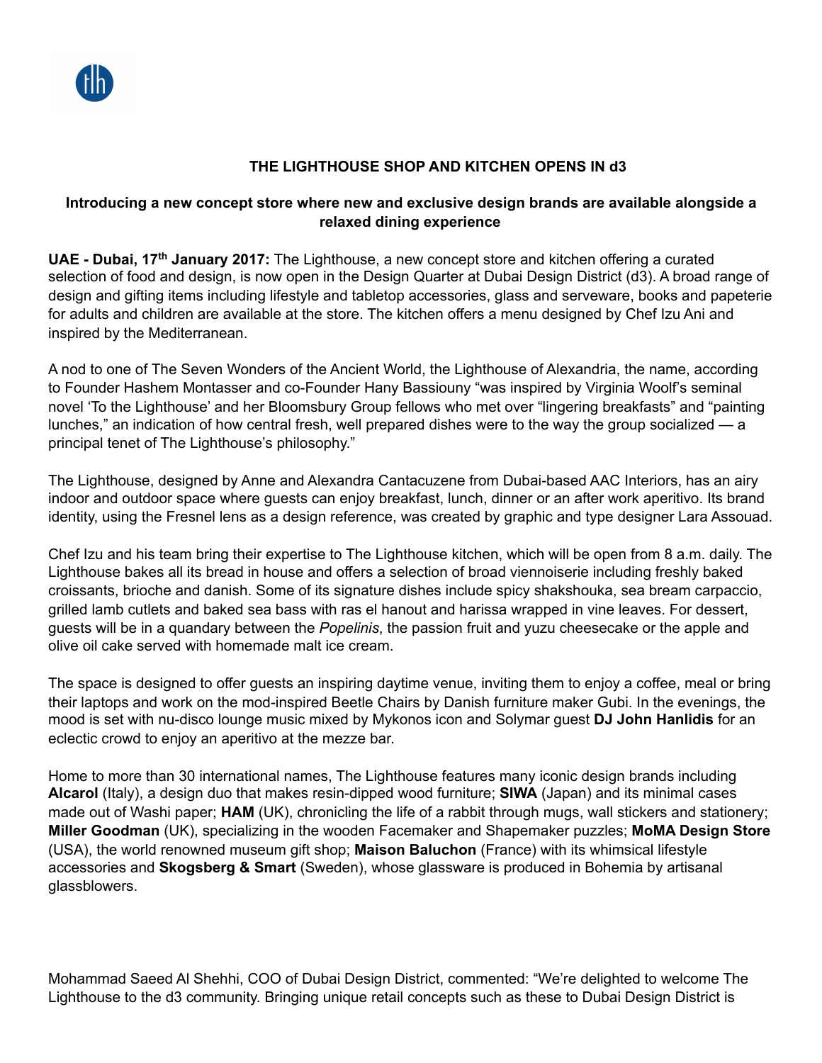# THE LIGHTHOUSE SHOP AND KITCHEN OPENS IN d3

## Introducing a new concept store where new and exclusive design brands are available alongside a relaxed dining experience

**UAE - Dubai, 17th January 2017:** The Lighthouse, a new concept store and kitchen offering a curated selection of food and design, is now open in the Design Quarter at Dubai Design District (d3). A broad range of design and gifting items including lifestyle and tabletop accessories, glass and serveware, books and papeterie for adults and children are available at the store. The kitchen offers a menu designed by Chef Izu Ani and inspired by the Mediterranean.

A nod to one of The Seven Wonders of the Ancient World, the Lighthouse of Alexandria, the name, according to Founder Hashem Montasser and co-Founder Hany Bassiouny "was inspired by Virginia Woolf's seminal novel 'To the Lighthouse' and her Bloomsbury Group fellows who met over "lingering breakfasts" and "painting lunches," an indication of how central fresh, well prepared dishes were to the way the group socialized — a principal tenet of The Lighthouse's philosophy."

The Lighthouse, designed by Anne and Alexandra Cantacuzene from Dubai-based AAC Interiors, has an airy indoor and outdoor space where guests can enjoy breakfast, lunch, dinner or an after work aperitivo. Its brand identity, using the Fresnel lens as a design reference, was created by graphic and type designer Lara Assouad.

Chef Izu and his team bring their expertise to The Lighthouse kitchen, which will be open from 8 a.m. daily. The Lighthouse bakes all its bread in house and offers a selection of broad viennoiserie including freshly baked croissants, brioche and danish. Some of its signature dishes include spicy shakshouka, sea bream carpaccio, grilled lamb cutlets and baked sea bass with ras el hanout and harissa wrapped in vine leaves. For dessert, guests will be in a quandary between the *Popelinis*, the passion fruit and yuzu cheesecake or the apple and olive oil cake served with homemade malt ice cream.

The space is designed to offer guests an inspiring daytime venue, inviting them to enjoy a coffee, meal or bring their laptops and work on the mod-inspired Beetle Chairs by Danish furniture maker Gubi. In the evenings, the mood is set with nu-disco lounge music mixed by Mykonos icon and Solymar guest **DJ John Hanlidis** for an eclectic crowd to enjoy an aperitivo at the mezze bar.

Home to more than 30 international names, The Lighthouse features many iconic design brands including **Alcarol** (Italy), a design duo that makes resin-dipped wood furniture; **SIWA** (Japan) and its minimal cases made out of Washi paper; **HAM** (UK), chronicling the life of a rabbit through mugs, wall stickers and stationery; **Miller Goodman** (UK), specializing in the wooden Facemaker and Shapemaker puzzles; **MoMA Design Store** (USA), the world renowned museum gift shop; **Maison Baluchon** (France) with its whimsical lifestyle accessories and **Skogsberg & Smart** (Sweden), whose glassware is produced in Bohemia by artisanal glassblowers.

Mohammad Saeed Al Shehhi, COO of Dubai Design District, commented: "We're delighted to welcome The Lighthouse to the d3 community. Bringing unique retail concepts such as these to Dubai Design District is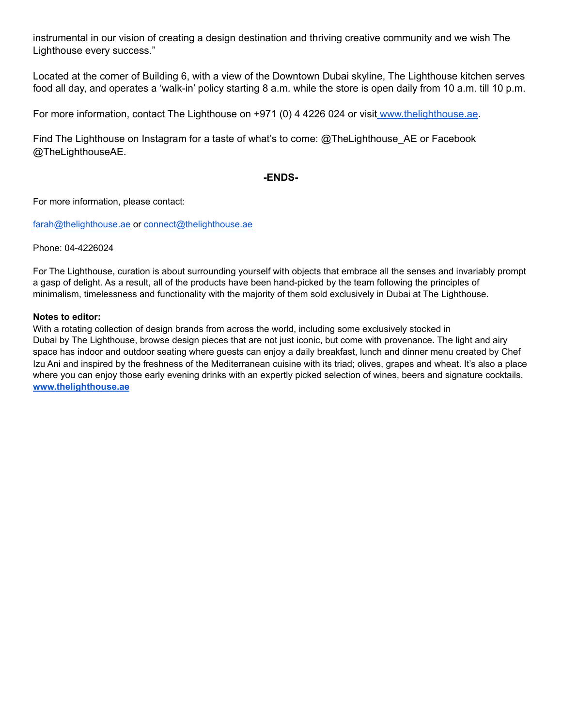instrumental in our vision of creating a design destination and thriving creative community and we wish The Lighthouse every success."

Located at the corner of Building 6, with a view of the Downtown Dubai skyline, The Lighthouse kitchen serves food all day, and operates a 'walk-in' policy starting 8 a.m. while the store is open daily from 10 a.m. till 10 p.m.

For more information, contact The Lighthouse on +971 (0) 4 4226 024 or visit www.thelighthouse.ae.

Find The Lighthouse on Instagram for a taste of what's to come: @TheLighthouse_AE or Facebook @TheLighthouseAE.

**-ENDS-**

For more information, please contact:

farah@thelighthouse.ae or connect@thelighthouse.ae

Phone: 04-4226024

For The Lighthouse, curation is about surrounding yourself with objects that embrace all the senses and invariably prompt a gasp of delight. As a result, all of the products have been hand-picked by the team following the principles of minimalism, timelessness and functionality with the majority of them sold exclusively in Dubai at The Lighthouse.

**Notes to editor:**
With a rotating collection of design brands from across the world, including some exclusively stocked in Dubai by The Lighthouse, browse design pieces that are not just iconic, but come with provenance. The light and airy space has indoor and outdoor seating where guests can enjoy a daily breakfast, lunch and dinner menu created by Chef Izu Ani and inspired by the freshness of the Mediterranean cuisine with its triad; olives, grapes and wheat. It's also a place where you can enjoy those early evening drinks with an expertly picked selection of wines, beers and signature cocktails.
**www.thelighthouse.ae**